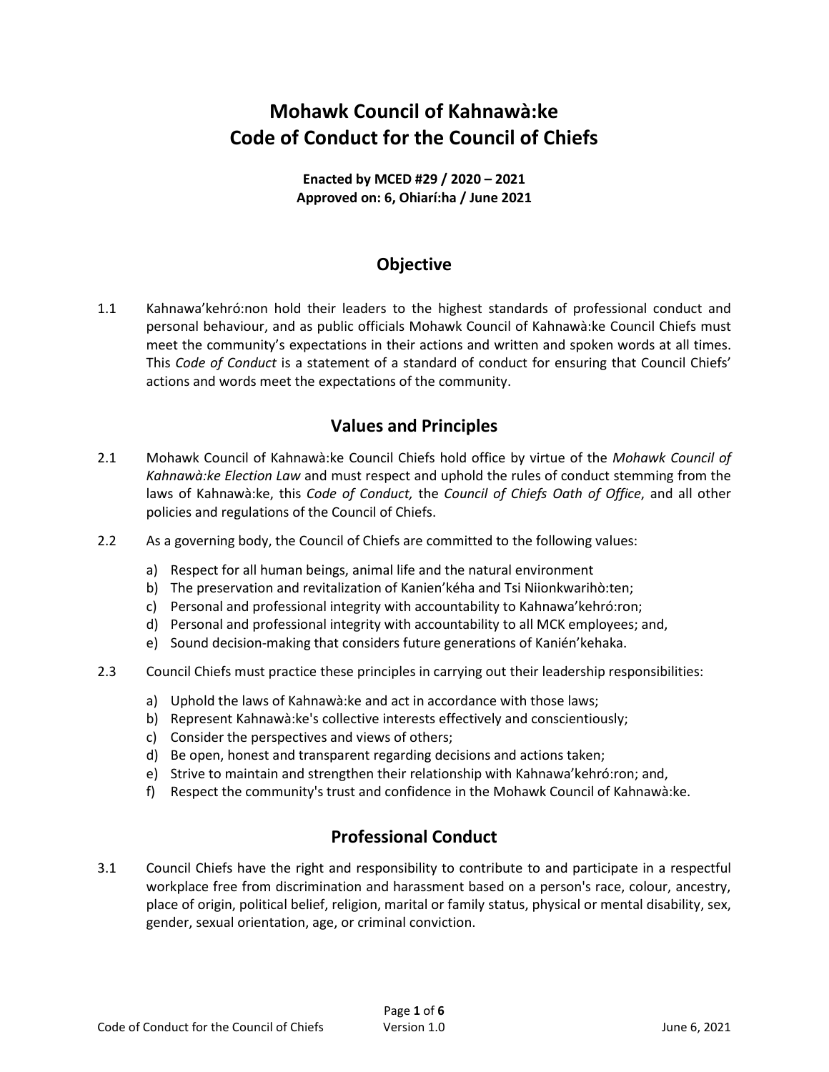# Mohawk Council of Kahnawà:ke
# Code of Conduct for the Council of Chiefs

**Enacted by MCED #29 / 2020 – 2021**
**Approved on: 6, Ohiarí:ha / June 2021**

## Objective

1.1 Kahnawa'kehró:non hold their leaders to the highest standards of professional conduct and personal behaviour, and as public officials Mohawk Council of Kahnawà:ke Council Chiefs must meet the community's expectations in their actions and written and spoken words at all times. This *Code of Conduct* is a statement of a standard of conduct for ensuring that Council Chiefs' actions and words meet the expectations of the community.

## Values and Principles

2.1 Mohawk Council of Kahnawà:ke Council Chiefs hold office by virtue of the *Mohawk Council of Kahnawà:ke Election Law* and must respect and uphold the rules of conduct stemming from the laws of Kahnawà:ke, this *Code of Conduct,* the *Council of Chiefs Oath of Office*, and all other policies and regulations of the Council of Chiefs.

2.2 As a governing body, the Council of Chiefs are committed to the following values:

a) Respect for all human beings, animal life and the natural environment
b) The preservation and revitalization of Kanien'kéha and Tsi Niionkwarihò:ten;
c) Personal and professional integrity with accountability to Kahnawa'kehró:ron;
d) Personal and professional integrity with accountability to all MCK employees; and,
e) Sound decision-making that considers future generations of Kanién'kehaka.

2.3 Council Chiefs must practice these principles in carrying out their leadership responsibilities:

a) Uphold the laws of Kahnawà:ke and act in accordance with those laws;
b) Represent Kahnawà:ke's collective interests effectively and conscientiously;
c) Consider the perspectives and views of others;
d) Be open, honest and transparent regarding decisions and actions taken;
e) Strive to maintain and strengthen their relationship with Kahnawa'kehró:ron; and,
f) Respect the community's trust and confidence in the Mohawk Council of Kahnawà:ke.

## Professional Conduct

3.1 Council Chiefs have the right and responsibility to contribute to and participate in a respectful workplace free from discrimination and harassment based on a person's race, colour, ancestry, place of origin, political belief, religion, marital or family status, physical or mental disability, sex, gender, sexual orientation, age, or criminal conviction.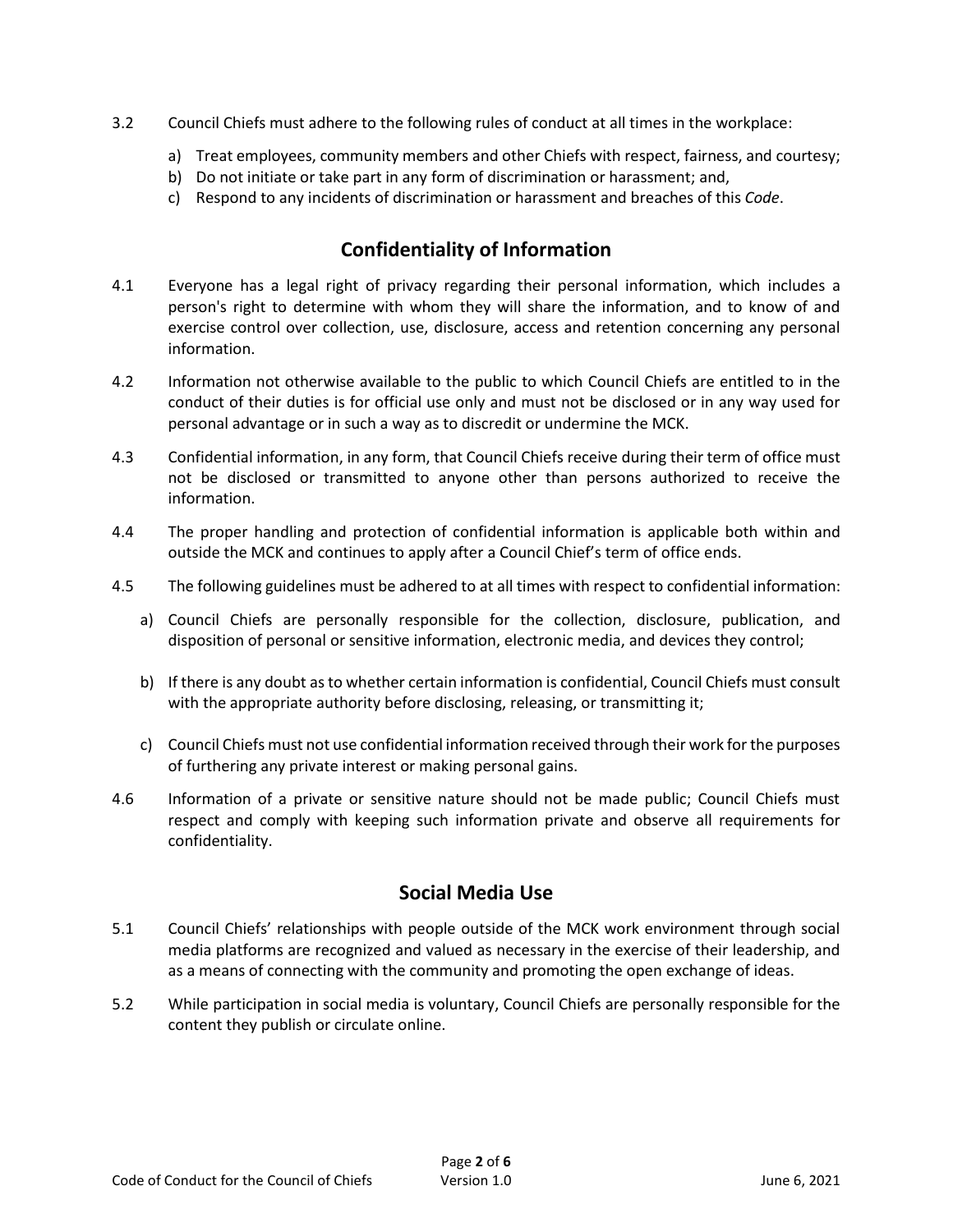3.2 Council Chiefs must adhere to the following rules of conduct at all times in the workplace:

a) Treat employees, community members and other Chiefs with respect, fairness, and courtesy;
b) Do not initiate or take part in any form of discrimination or harassment; and,
c) Respond to any incidents of discrimination or harassment and breaches of this *Code*.

## Confidentiality of Information

4.1 Everyone has a legal right of privacy regarding their personal information, which includes a person's right to determine with whom they will share the information, and to know of and exercise control over collection, use, disclosure, access and retention concerning any personal information.

4.2 Information not otherwise available to the public to which Council Chiefs are entitled to in the conduct of their duties is for official use only and must not be disclosed or in any way used for personal advantage or in such a way as to discredit or undermine the MCK.

4.3 Confidential information, in any form, that Council Chiefs receive during their term of office must not be disclosed or transmitted to anyone other than persons authorized to receive the information.

4.4 The proper handling and protection of confidential information is applicable both within and outside the MCK and continues to apply after a Council Chief's term of office ends.

4.5 The following guidelines must be adhered to at all times with respect to confidential information:

a) Council Chiefs are personally responsible for the collection, disclosure, publication, and disposition of personal or sensitive information, electronic media, and devices they control;

b) If there is any doubt as to whether certain information is confidential, Council Chiefs must consult with the appropriate authority before disclosing, releasing, or transmitting it;

c) Council Chiefs must not use confidential information received through their work for the purposes of furthering any private interest or making personal gains.

4.6 Information of a private or sensitive nature should not be made public; Council Chiefs must respect and comply with keeping such information private and observe all requirements for confidentiality.

## Social Media Use

5.1 Council Chiefs' relationships with people outside of the MCK work environment through social media platforms are recognized and valued as necessary in the exercise of their leadership, and as a means of connecting with the community and promoting the open exchange of ideas.

5.2 While participation in social media is voluntary, Council Chiefs are personally responsible for the content they publish or circulate online.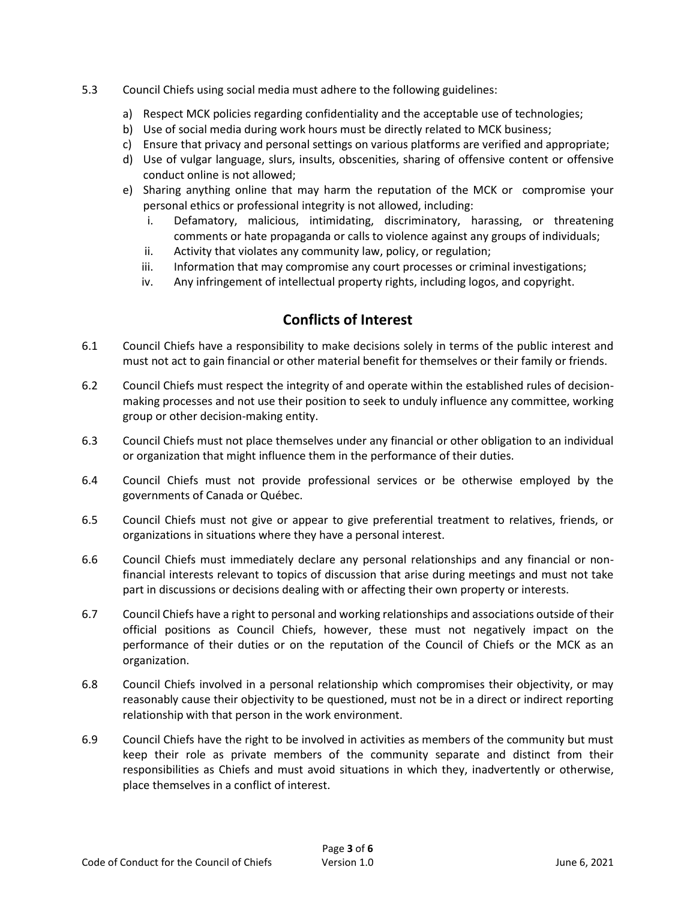5.3 Council Chiefs using social media must adhere to the following guidelines:

a) Respect MCK policies regarding confidentiality and the acceptable use of technologies;
b) Use of social media during work hours must be directly related to MCK business;
c) Ensure that privacy and personal settings on various platforms are verified and appropriate;
d) Use of vulgar language, slurs, insults, obscenities, sharing of offensive content or offensive conduct online is not allowed;
e) Sharing anything online that may harm the reputation of the MCK or compromise your personal ethics or professional integrity is not allowed, including:
   i. Defamatory, malicious, intimidating, discriminatory, harassing, or threatening comments or hate propaganda or calls to violence against any groups of individuals;
   ii. Activity that violates any community law, policy, or regulation;
   iii. Information that may compromise any court processes or criminal investigations;
   iv. Any infringement of intellectual property rights, including logos, and copyright.

## Conflicts of Interest

6.1 Council Chiefs have a responsibility to make decisions solely in terms of the public interest and must not act to gain financial or other material benefit for themselves or their family or friends.

6.2 Council Chiefs must respect the integrity of and operate within the established rules of decision-making processes and not use their position to seek to unduly influence any committee, working group or other decision-making entity.

6.3 Council Chiefs must not place themselves under any financial or other obligation to an individual or organization that might influence them in the performance of their duties.

6.4 Council Chiefs must not provide professional services or be otherwise employed by the governments of Canada or Québec.

6.5 Council Chiefs must not give or appear to give preferential treatment to relatives, friends, or organizations in situations where they have a personal interest.

6.6 Council Chiefs must immediately declare any personal relationships and any financial or non-financial interests relevant to topics of discussion that arise during meetings and must not take part in discussions or decisions dealing with or affecting their own property or interests.

6.7 Council Chiefs have a right to personal and working relationships and associations outside of their official positions as Council Chiefs, however, these must not negatively impact on the performance of their duties or on the reputation of the Council of Chiefs or the MCK as an organization.

6.8 Council Chiefs involved in a personal relationship which compromises their objectivity, or may reasonably cause their objectivity to be questioned, must not be in a direct or indirect reporting relationship with that person in the work environment.

6.9 Council Chiefs have the right to be involved in activities as members of the community but must keep their role as private members of the community separate and distinct from their responsibilities as Chiefs and must avoid situations in which they, inadvertently or otherwise, place themselves in a conflict of interest.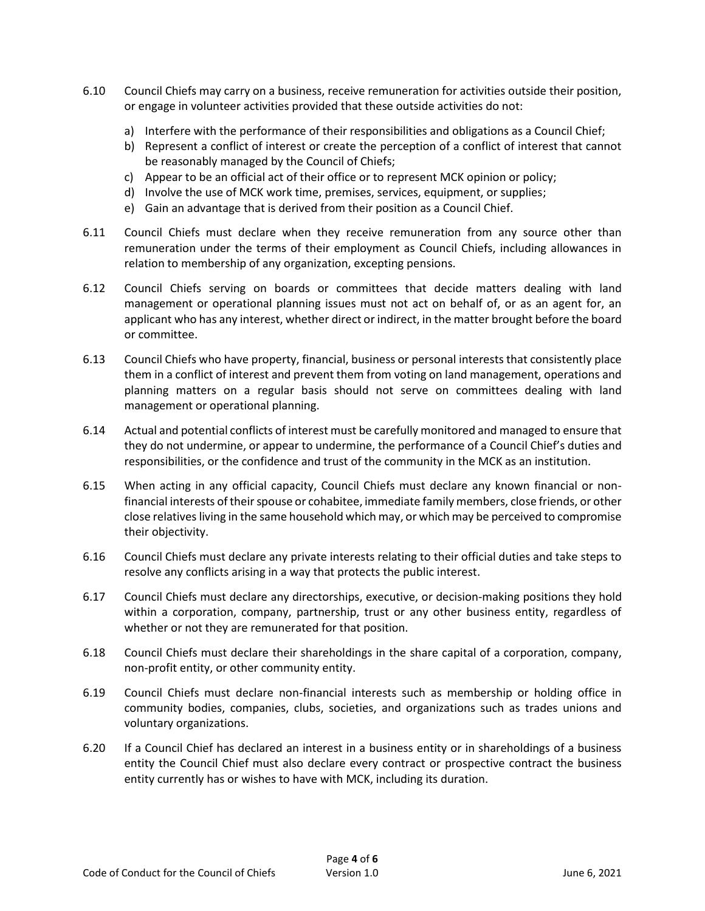6.10 Council Chiefs may carry on a business, receive remuneration for activities outside their position, or engage in volunteer activities provided that these outside activities do not:

a) Interfere with the performance of their responsibilities and obligations as a Council Chief;
b) Represent a conflict of interest or create the perception of a conflict of interest that cannot be reasonably managed by the Council of Chiefs;
c) Appear to be an official act of their office or to represent MCK opinion or policy;
d) Involve the use of MCK work time, premises, services, equipment, or supplies;
e) Gain an advantage that is derived from their position as a Council Chief.

6.11 Council Chiefs must declare when they receive remuneration from any source other than remuneration under the terms of their employment as Council Chiefs, including allowances in relation to membership of any organization, excepting pensions.

6.12 Council Chiefs serving on boards or committees that decide matters dealing with land management or operational planning issues must not act on behalf of, or as an agent for, an applicant who has any interest, whether direct or indirect, in the matter brought before the board or committee.

6.13 Council Chiefs who have property, financial, business or personal interests that consistently place them in a conflict of interest and prevent them from voting on land management, operations and planning matters on a regular basis should not serve on committees dealing with land management or operational planning.

6.14 Actual and potential conflicts of interest must be carefully monitored and managed to ensure that they do not undermine, or appear to undermine, the performance of a Council Chief's duties and responsibilities, or the confidence and trust of the community in the MCK as an institution.

6.15 When acting in any official capacity, Council Chiefs must declare any known financial or non-financial interests of their spouse or cohabitee, immediate family members, close friends, or other close relatives living in the same household which may, or which may be perceived to compromise their objectivity.

6.16 Council Chiefs must declare any private interests relating to their official duties and take steps to resolve any conflicts arising in a way that protects the public interest.

6.17 Council Chiefs must declare any directorships, executive, or decision-making positions they hold within a corporation, company, partnership, trust or any other business entity, regardless of whether or not they are remunerated for that position.

6.18 Council Chiefs must declare their shareholdings in the share capital of a corporation, company, non-profit entity, or other community entity.

6.19 Council Chiefs must declare non-financial interests such as membership or holding office in community bodies, companies, clubs, societies, and organizations such as trades unions and voluntary organizations.

6.20 If a Council Chief has declared an interest in a business entity or in shareholdings of a business entity the Council Chief must also declare every contract or prospective contract the business entity currently has or wishes to have with MCK, including its duration.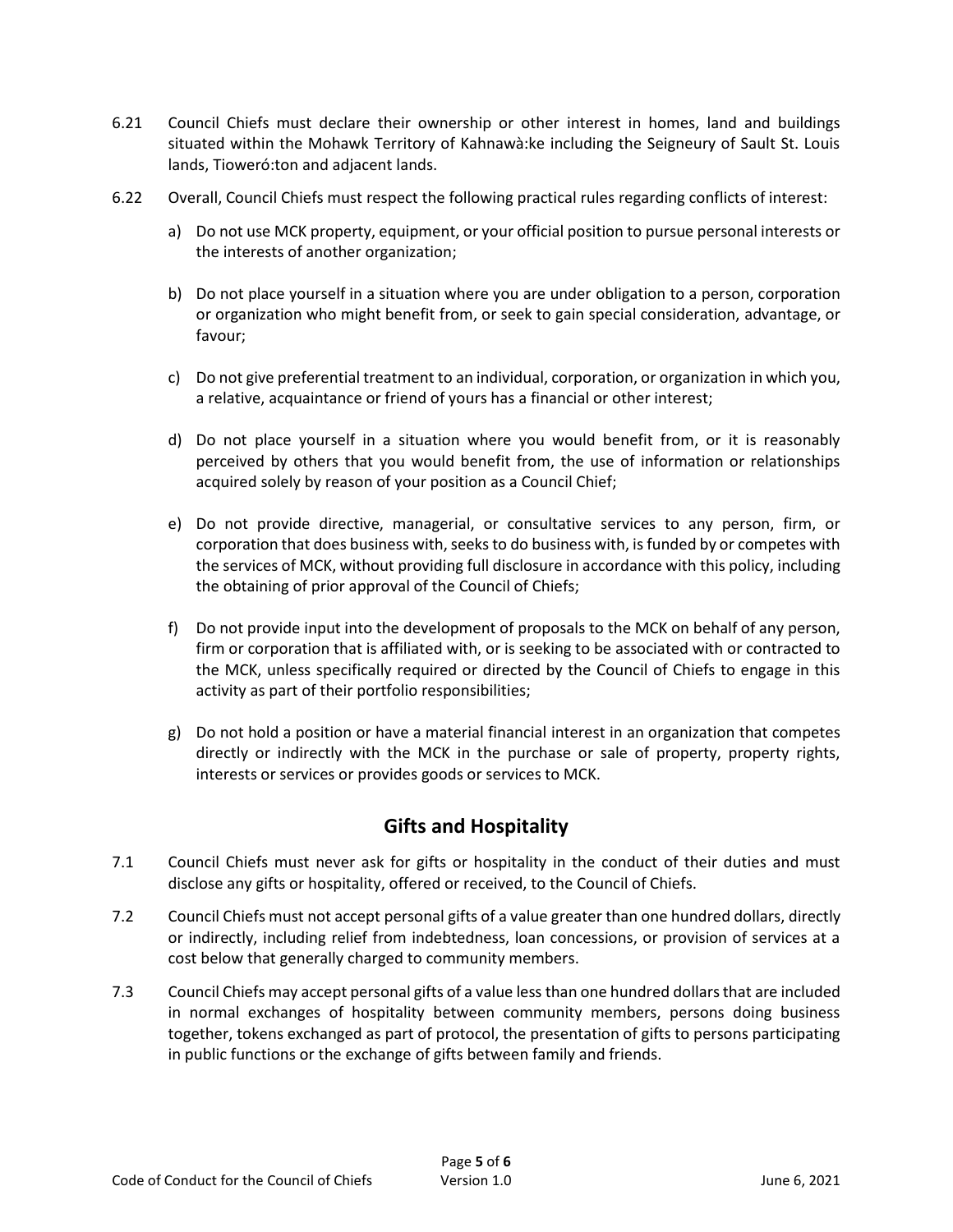6.21 Council Chiefs must declare their ownership or other interest in homes, land and buildings situated within the Mohawk Territory of Kahnawà:ke including the Seigneury of Sault St. Louis lands, Tioweró:ton and adjacent lands.

6.22 Overall, Council Chiefs must respect the following practical rules regarding conflicts of interest:

a) Do not use MCK property, equipment, or your official position to pursue personal interests or the interests of another organization;

b) Do not place yourself in a situation where you are under obligation to a person, corporation or organization who might benefit from, or seek to gain special consideration, advantage, or favour;

c) Do not give preferential treatment to an individual, corporation, or organization in which you, a relative, acquaintance or friend of yours has a financial or other interest;

d) Do not place yourself in a situation where you would benefit from, or it is reasonably perceived by others that you would benefit from, the use of information or relationships acquired solely by reason of your position as a Council Chief;

e) Do not provide directive, managerial, or consultative services to any person, firm, or corporation that does business with, seeks to do business with, is funded by or competes with the services of MCK, without providing full disclosure in accordance with this policy, including the obtaining of prior approval of the Council of Chiefs;

f) Do not provide input into the development of proposals to the MCK on behalf of any person, firm or corporation that is affiliated with, or is seeking to be associated with or contracted to the MCK, unless specifically required or directed by the Council of Chiefs to engage in this activity as part of their portfolio responsibilities;

g) Do not hold a position or have a material financial interest in an organization that competes directly or indirectly with the MCK in the purchase or sale of property, property rights, interests or services or provides goods or services to MCK.

## Gifts and Hospitality

7.1 Council Chiefs must never ask for gifts or hospitality in the conduct of their duties and must disclose any gifts or hospitality, offered or received, to the Council of Chiefs.

7.2 Council Chiefs must not accept personal gifts of a value greater than one hundred dollars, directly or indirectly, including relief from indebtedness, loan concessions, or provision of services at a cost below that generally charged to community members.

7.3 Council Chiefs may accept personal gifts of a value less than one hundred dollars that are included in normal exchanges of hospitality between community members, persons doing business together, tokens exchanged as part of protocol, the presentation of gifts to persons participating in public functions or the exchange of gifts between family and friends.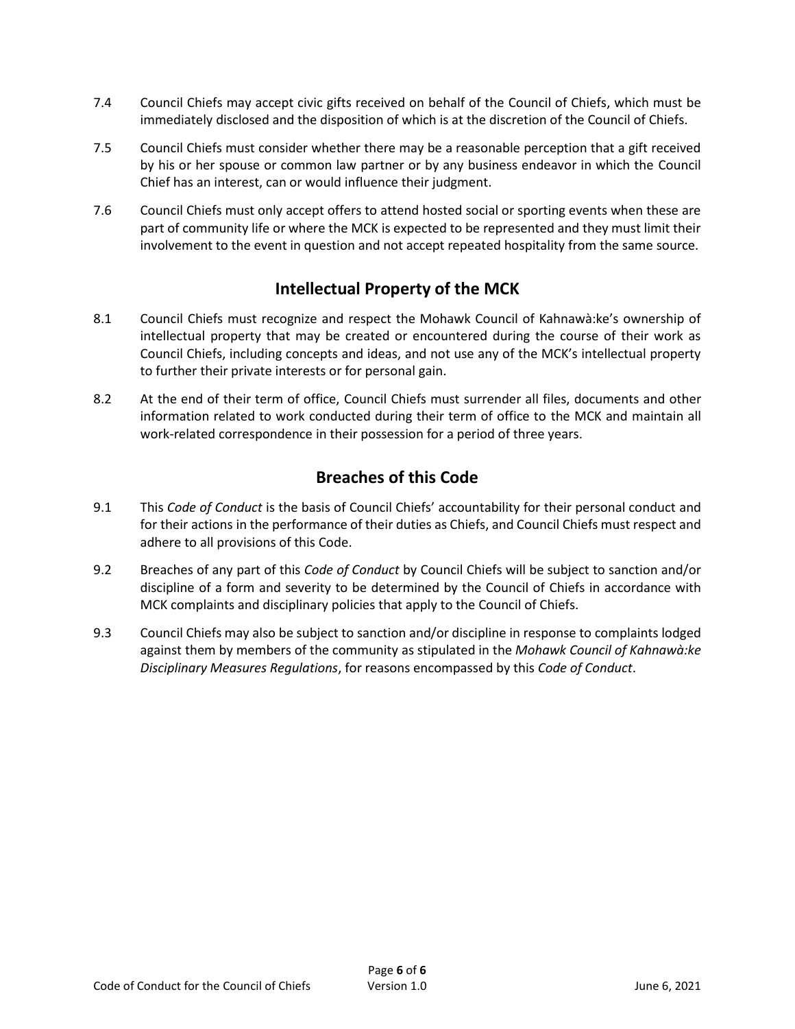7.4 Council Chiefs may accept civic gifts received on behalf of the Council of Chiefs, which must be immediately disclosed and the disposition of which is at the discretion of the Council of Chiefs.

7.5 Council Chiefs must consider whether there may be a reasonable perception that a gift received by his or her spouse or common law partner or by any business endeavor in which the Council Chief has an interest, can or would influence their judgment.

7.6 Council Chiefs must only accept offers to attend hosted social or sporting events when these are part of community life or where the MCK is expected to be represented and they must limit their involvement to the event in question and not accept repeated hospitality from the same source.

## Intellectual Property of the MCK

8.1 Council Chiefs must recognize and respect the Mohawk Council of Kahnawà:ke's ownership of intellectual property that may be created or encountered during the course of their work as Council Chiefs, including concepts and ideas, and not use any of the MCK's intellectual property to further their private interests or for personal gain.

8.2 At the end of their term of office, Council Chiefs must surrender all files, documents and other information related to work conducted during their term of office to the MCK and maintain all work-related correspondence in their possession for a period of three years.

## Breaches of this Code

9.1 This *Code of Conduct* is the basis of Council Chiefs' accountability for their personal conduct and for their actions in the performance of their duties as Chiefs, and Council Chiefs must respect and adhere to all provisions of this Code.

9.2 Breaches of any part of this *Code of Conduct* by Council Chiefs will be subject to sanction and/or discipline of a form and severity to be determined by the Council of Chiefs in accordance with MCK complaints and disciplinary policies that apply to the Council of Chiefs.

9.3 Council Chiefs may also be subject to sanction and/or discipline in response to complaints lodged against them by members of the community as stipulated in the *Mohawk Council of Kahnawà:ke Disciplinary Measures Regulations*, for reasons encompassed by this *Code of Conduct*.